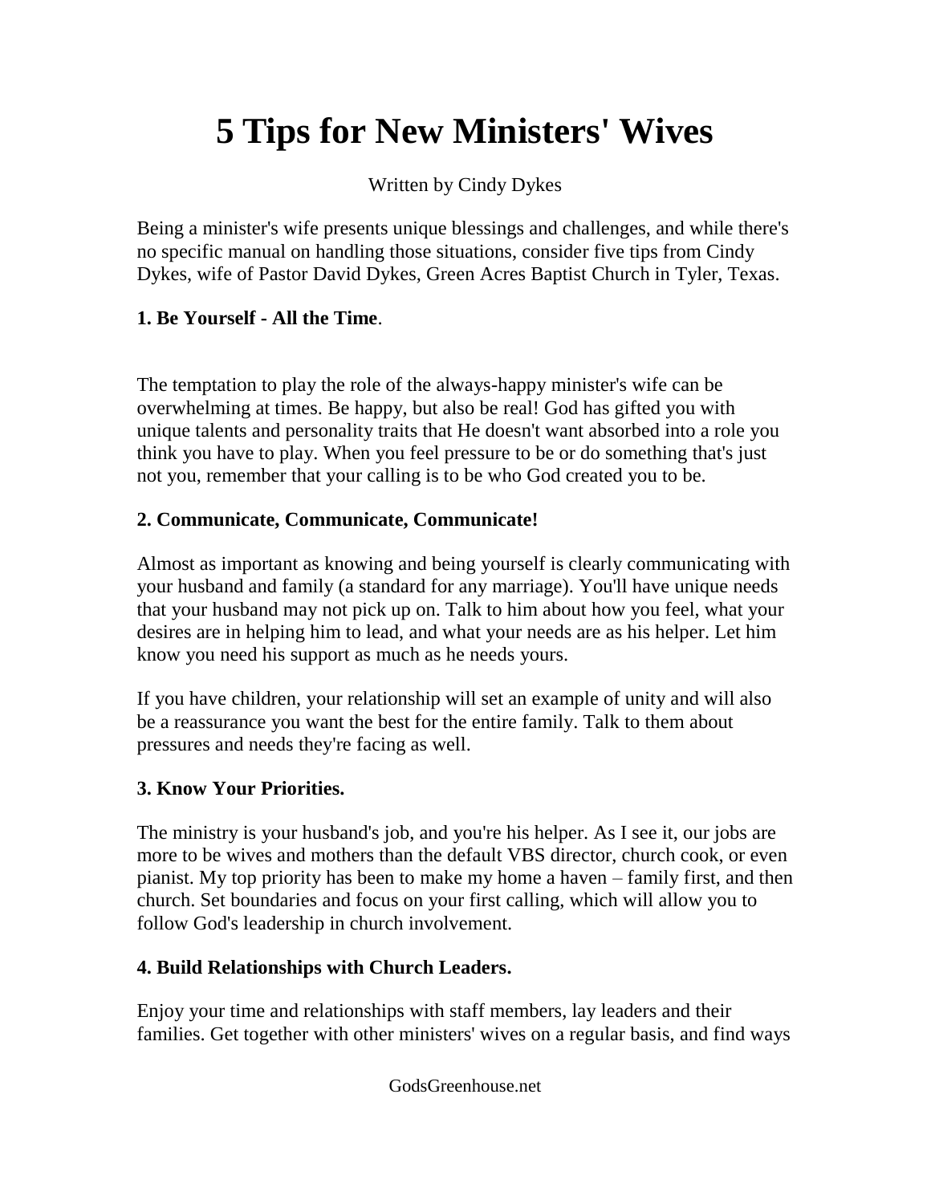# 5 Tips for New Ministers' Wives

Written by Cindy Dykes

Being a minister's wife presents unique blessings and challenges, and while there's no specific manual on handling those situations, consider five tips from Cindy Dykes, wife of Pastor David Dykes, Green Acres Baptist Church in Tyler, Texas.

**1. Be Yourself - All the Time**.

The temptation to play the role of the always-happy minister's wife can be overwhelming at times. Be happy, but also be real! God has gifted you with unique talents and personality traits that He doesn't want absorbed into a role you think you have to play. When you feel pressure to be or do something that's just not you, remember that your calling is to be who God created you to be.

**2. Communicate, Communicate, Communicate!**

Almost as important as knowing and being yourself is clearly communicating with your husband and family (a standard for any marriage). You'll have unique needs that your husband may not pick up on. Talk to him about how you feel, what your desires are in helping him to lead, and what your needs are as his helper. Let him know you need his support as much as he needs yours.

If you have children, your relationship will set an example of unity and will also be a reassurance you want the best for the entire family. Talk to them about pressures and needs they're facing as well.

**3. Know Your Priorities.**

The ministry is your husband's job, and you're his helper. As I see it, our jobs are more to be wives and mothers than the default VBS director, church cook, or even pianist. My top priority has been to make my home a haven – family first, and then church. Set boundaries and focus on your first calling, which will allow you to follow God's leadership in church involvement.

**4. Build Relationships with Church Leaders.**

Enjoy your time and relationships with staff members, lay leaders and their families. Get together with other ministers' wives on a regular basis, and find ways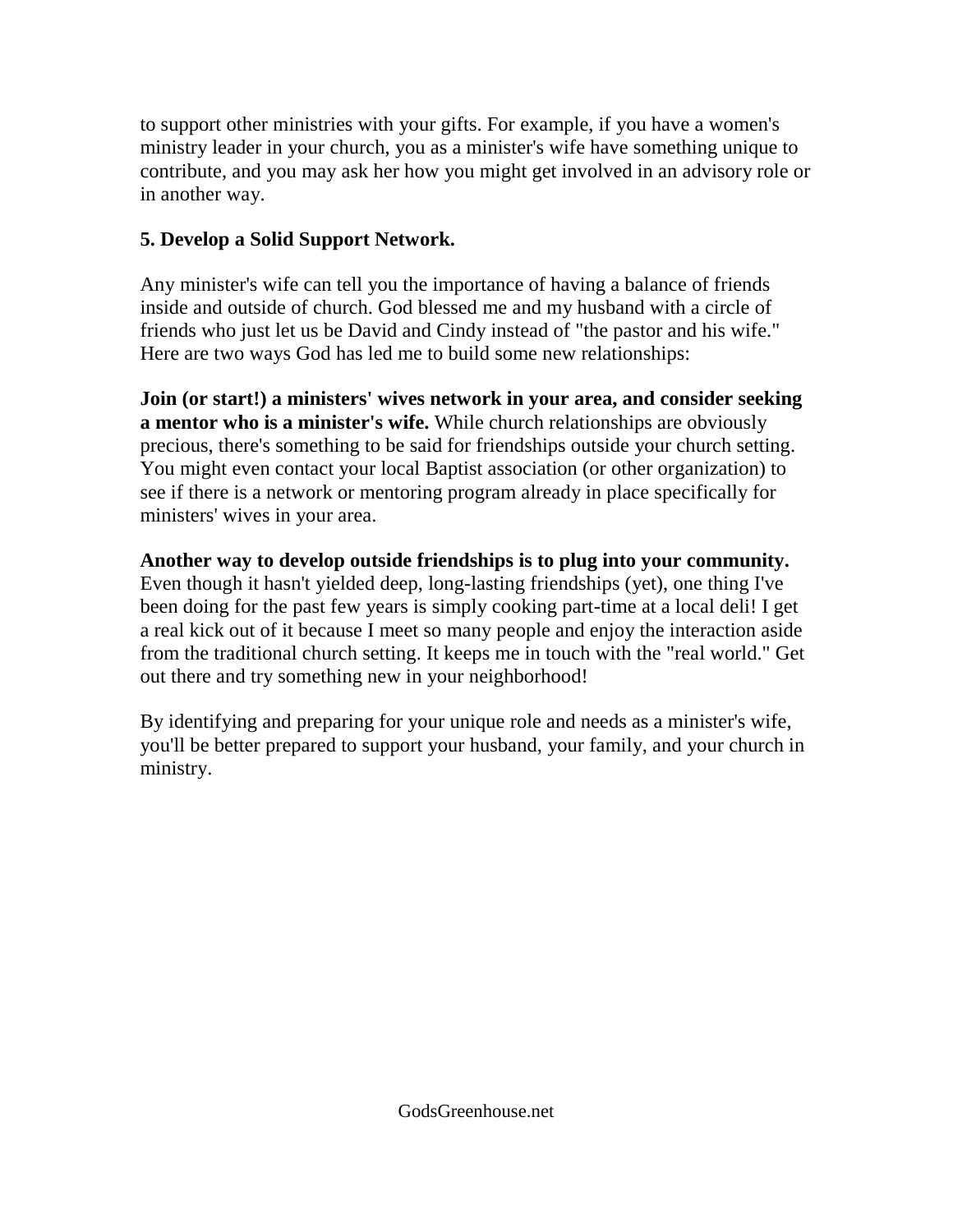to support other ministries with your gifts. For example, if you have a women's ministry leader in your church, you as a minister's wife have something unique to contribute, and you may ask her how you might get involved in an advisory role or in another way.

### 5. Develop a Solid Support Network.

Any minister's wife can tell you the importance of having a balance of friends inside and outside of church. God blessed me and my husband with a circle of friends who just let us be David and Cindy instead of "the pastor and his wife." Here are two ways God has led me to build some new relationships:

**Join (or start!) a ministers' wives network in your area, and consider seeking a mentor who is a minister's wife.** While church relationships are obviously precious, there's something to be said for friendships outside your church setting. You might even contact your local Baptist association (or other organization) to see if there is a network or mentoring program already in place specifically for ministers' wives in your area.

**Another way to develop outside friendships is to plug into your community.** Even though it hasn't yielded deep, long-lasting friendships (yet), one thing I've been doing for the past few years is simply cooking part-time at a local deli! I get a real kick out of it because I meet so many people and enjoy the interaction aside from the traditional church setting. It keeps me in touch with the "real world." Get out there and try something new in your neighborhood!

By identifying and preparing for your unique role and needs as a minister's wife, you'll be better prepared to support your husband, your family, and your church in ministry.